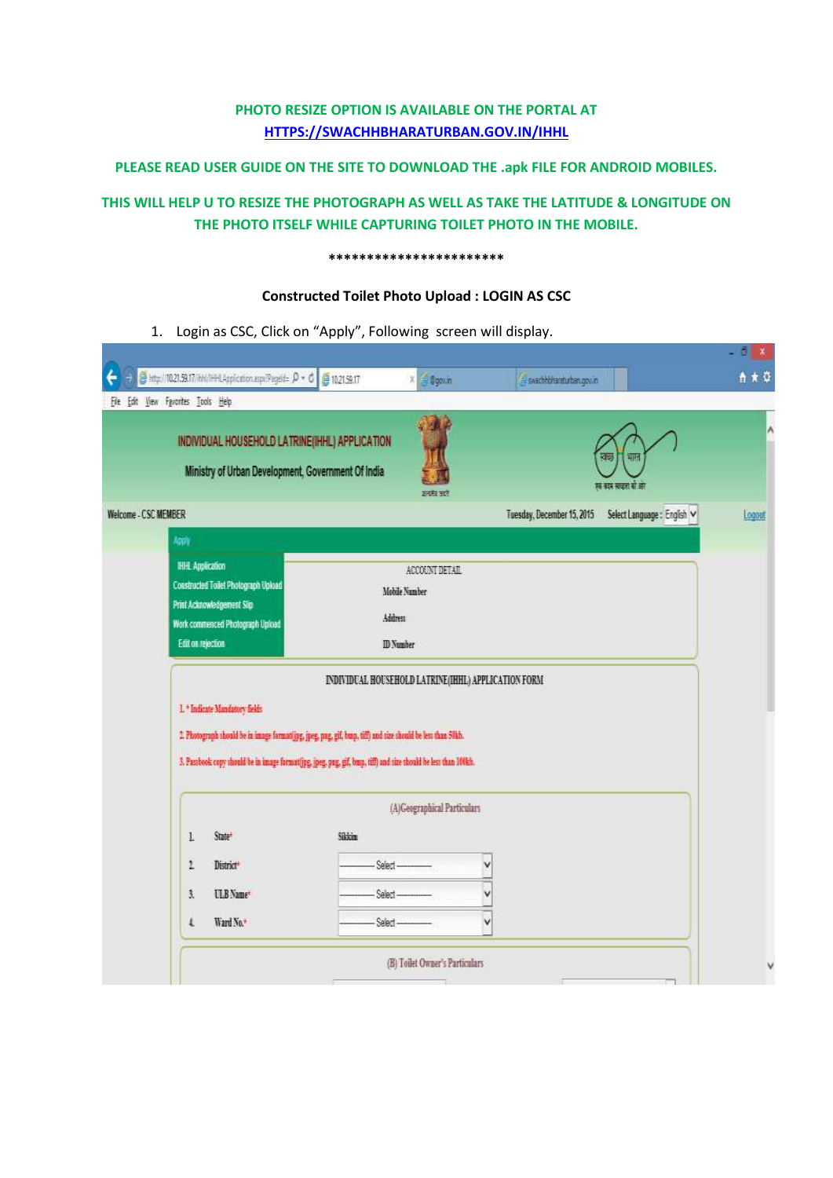PHOTO RESIZE OPTION IS AVAILABLE ON THE PORTAL AT [HTTPS://SWACHHBHARATURBAN.GOV.IN/IHHL](https://swachhbharaturban.gov.in/ihhl)

PLEASE READ USER GUIDE ON THE SITE TO DOWNLOAD THE .apk FILE FOR ANDROID MOBILES.

THIS WILL HELP U TO RESIZE THE PHOTOGRAPH AS WELL AS TAKE THE LATITUDE & LONGITUDE ON THE PHOTO ITSELF WHILE CAPTURING TOILET PHOTO IN THE MOBILE.

**********************

**Constructed Toilet Photo Upload : LOGIN AS CSC**

1. Login as CSC, Click on "Apply", Following screen will display.

INDIVIDUAL HOUSEHOLD LATRINE(IHHL) APPLICATION

Ministry of Urban Development, Government Of India

Welcome - CSC MEMBER

Tuesday, December 15, 2015 Select Language : English

Logout

Apply

- IHHL Application
- Constructed Toilet Photograph Upload
- Print Acknowledgement Slip
- Work commenced Photograph Upload
- Edit on rejection

ACCOUNT DETAIL

Mobile Number

Address

ID Number

INDIVIDUAL HOUSEHOLD LATRINE(IHHL) APPLICATION FORM

1. * Indicate Mandatory fields
2. Photograph should be in image format(jpg, jpeg, png, gif, bmp, tiff) and size should be less than 50kb.
3. Passbook copy should be in image format(jpg, jpeg, png, gif, bmp, tiff) and size should be less than 100kb.

(A)Geographical Particulars

| | | |
|---|---|---|
| 1. | State* | Sikkim |
| 2. | District* | ------- Select ------- |
| 3. | ULB Name* | ------- Select ------- |
| 4. | Ward No.* | ------- Select ------- |

(B) Toilet Owner's Particulars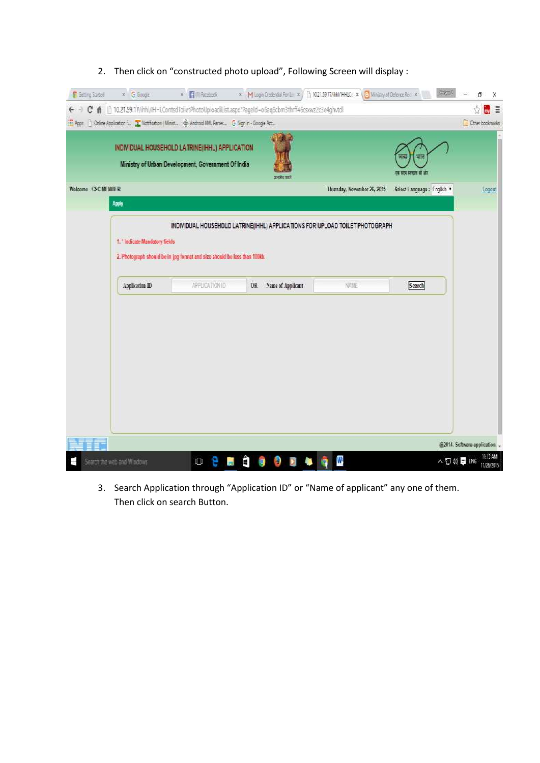2. Then click on "constructed photo upload", Following Screen will display :

3. Search Application through "Application ID" or "Name of applicant" any one of them. Then click on search Button.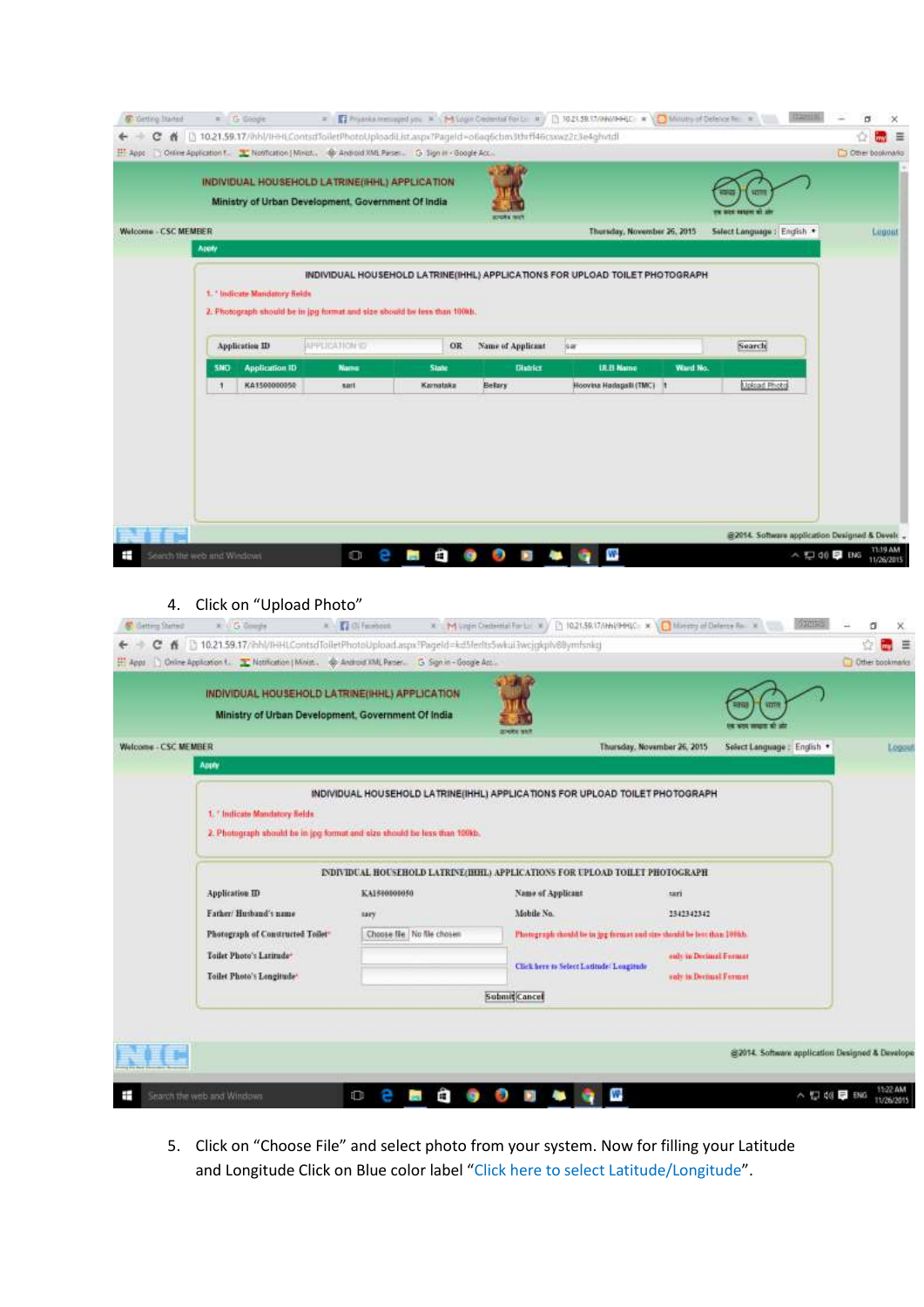4. Click on “Upload Photo”

5. Click on “Choose File” and select photo from your system. Now for filling your Latitude and Longitude Click on Blue color label “Click here to select Latitude/Longitude”.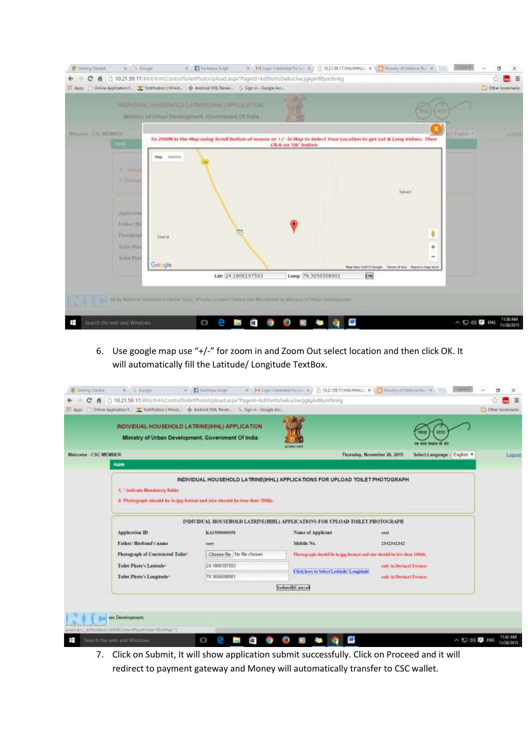6. Use google map use "+/-" for zoom in and Zoom Out select location and then click OK. It will automatically fill the Latitude/ Longitude TextBox.

7. Click on Submit, It will show application submit successfully. Click on Proceed and it will redirect to payment gateway and Money will automatically transfer to CSC wallet.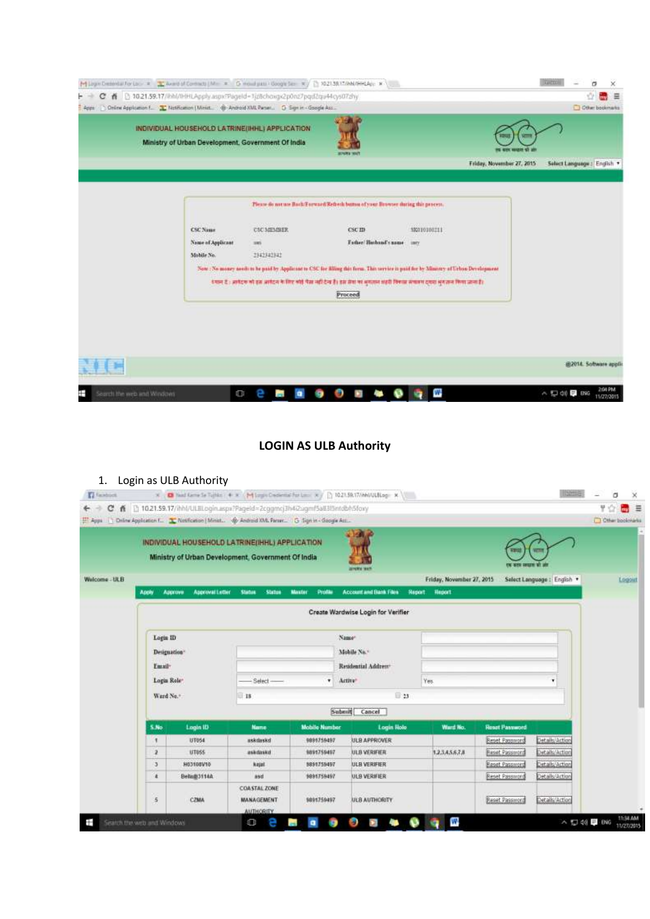INDIVIDUAL HOUSEHOLD LATRINE(IHHL) APPLICATION

Ministry of Urban Development, Government Of India

Friday, November 27, 2015 Select Language : English

Please do not use Back/Forward/Refresh button of your Browser during this process.

| | | | |
|---|---|---|---|
| CSC Name | CSC MEMBER | CSC ID | SK010100211 |
| Name of Applicant | sss | Father/ Husband's name | sssy |
| Mobile No. | 2342342342 | | |

Note : No money needs to be paid by Applicant to CSC for filling this form. This service is paid for by Ministry of Urban Development

ध्यान दें : आवेदक को इस आवेदन के लिए कोई पैसा नहीं देना है। इस सेवा का भुगतान शहरी विकास मंत्रालय द्वारा भुगतान किया जाता है।

Proceed

©2014. Software appli

## LOGIN AS ULB Authority

1. Login as ULB Authority

INDIVIDUAL HOUSEHOLD LATRINE(IHHL) APPLICATION

Ministry of Urban Development, Government Of India

Welcome - ULB Friday, November 27, 2015 Select Language : English Logout

Apply | Approve | Approval Letter | Status | Status | Master | Profile | Account and Bank Files | Report | Report

### Create Wardwise Login for Verifier

| | | | |
|---|---|---|---|
| Login ID | | Name* | |
| Designation* | | Mobile No.* | |
| Email* | | Residential Address* | |
| Login Role* | ---- Select ---- | Active* | Yes |
| Ward No.* | 18 | | 23 |

Submit | Cancel

| S.No | Login ID | Name | Mobile Number | Login Role | Ward No. | Reset Password | |
|---|---|---|---|---|---|---|---|
| 1 | UT054 | askdaskd | 9891759497 | ULB APPROVER | | Reset Password | Details/Action |
| 2 | UT055 | askdaskd | 9891759497 | ULB VERIFIER | 1,2,3,4,5,6,7,8 | Reset Password | Details/Action |
| 3 | H03108V10 | kajal | 9891759497 | ULB VERIFIER | | Reset Password | Details/Action |
| 4 | Bello@3114A | asd | 9891759497 | ULB VERIFIER | | Reset Password | Details/Action |
| 5 | CZMA | COASTAL ZONE MANAGEMENT AUTHORITY | 9891759497 | ULB AUTHORITY | | Reset Password | Details/Action |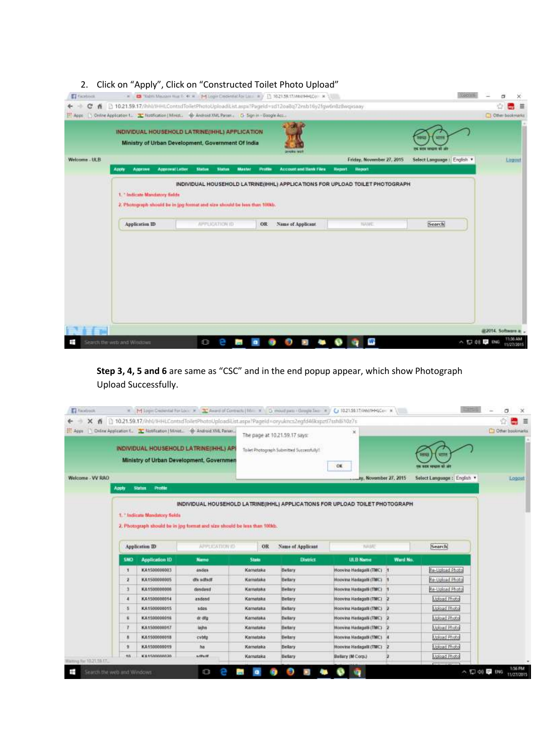2. Click on "Apply", Click on "Constructed Toilet Photo Upload"

**Step 3, 4, 5 and 6** are same as "CSC" and in the end popup appear, which show Photograph Upload Successfully.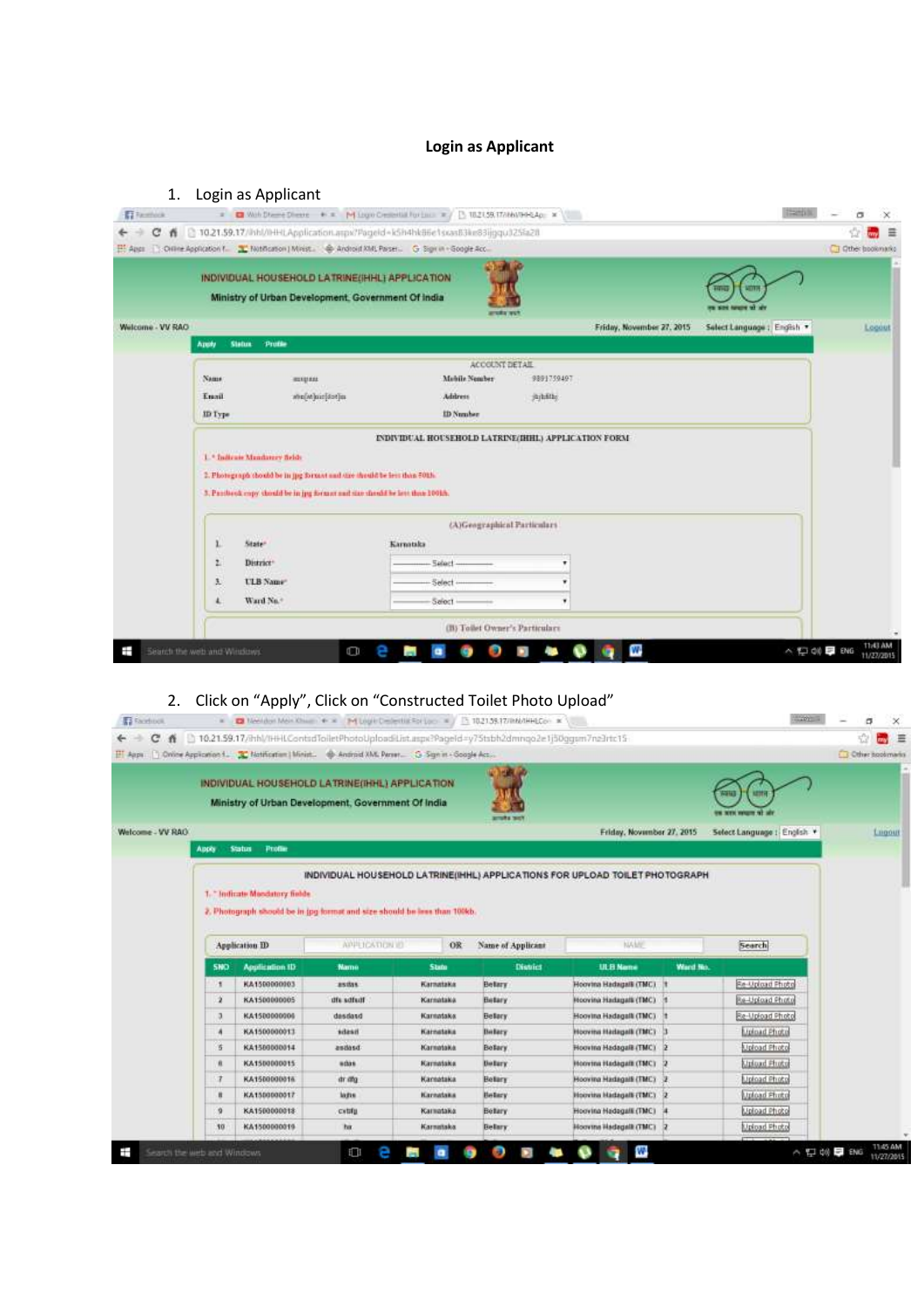# Login as Applicant

1. Login as Applicant

2. Click on “Apply”, Click on “Constructed Toilet Photo Upload”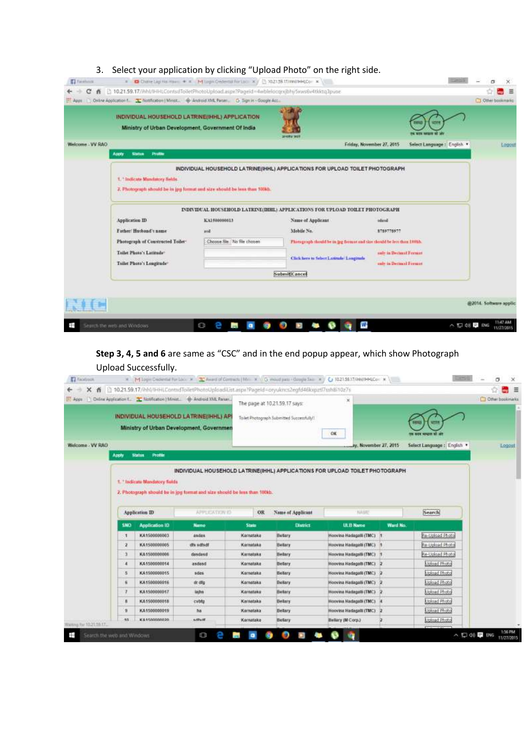3. Select your application by clicking "Upload Photo" on the right side.

**Step 3, 4, 5 and 6** are same as "CSC" and in the end popup appear, which show Photograph Upload Successfully.